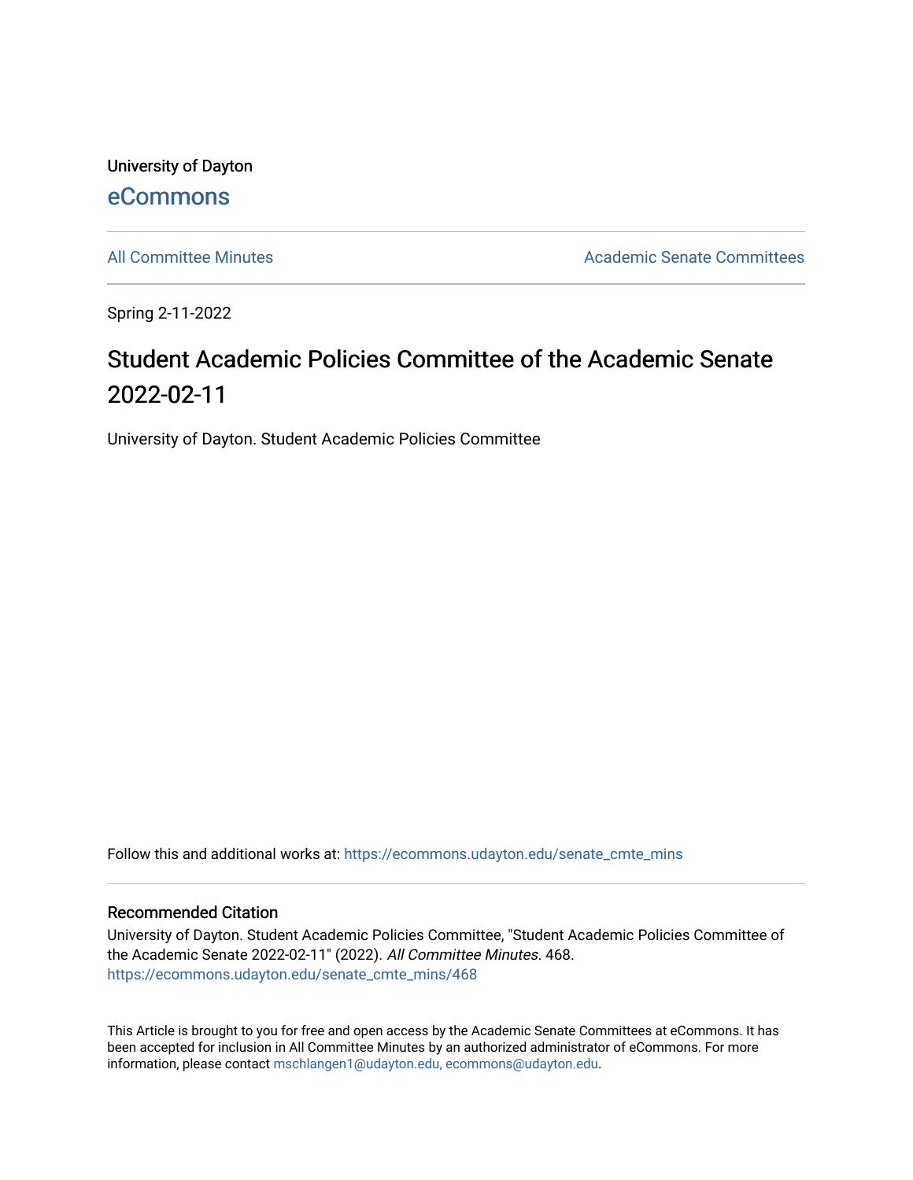University of Dayton

eCommons

All Committee Minutes

Academic Senate Committees

Spring 2-11-2022

# Student Academic Policies Committee of the Academic Senate 2022-02-11

University of Dayton. Student Academic Policies Committee

Follow this and additional works at: https://ecommons.udayton.edu/senate_cmte_mins

## Recommended Citation

University of Dayton. Student Academic Policies Committee, "Student Academic Policies Committee of the Academic Senate 2022-02-11" (2022). *All Committee Minutes*. 468.
https://ecommons.udayton.edu/senate_cmte_mins/468

This Article is brought to you for free and open access by the Academic Senate Committees at eCommons. It has been accepted for inclusion in All Committee Minutes by an authorized administrator of eCommons. For more information, please contact mschlangen1@udayton.edu, ecommons@udayton.edu.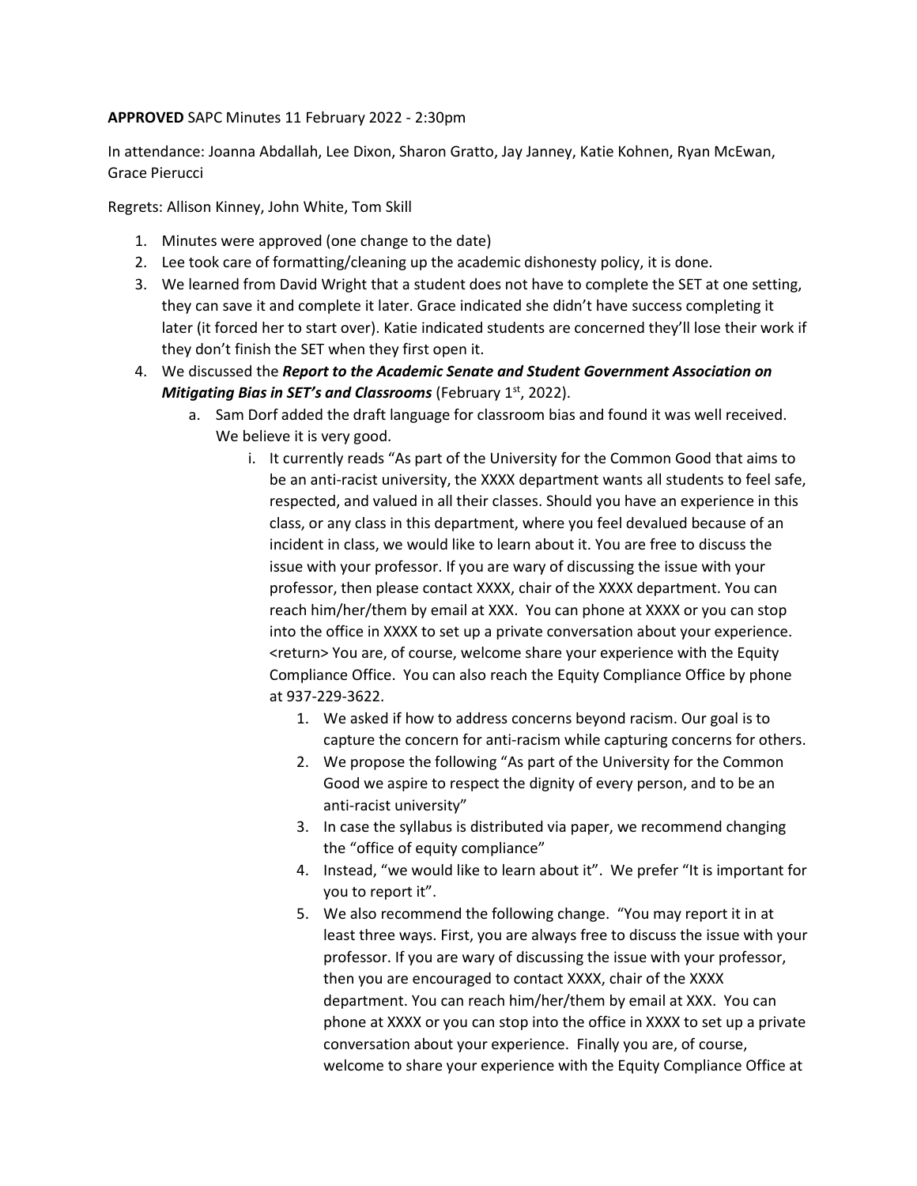**APPROVED** SAPC Minutes 11 February 2022 - 2:30pm

In attendance: Joanna Abdallah, Lee Dixon, Sharon Gratto, Jay Janney, Katie Kohnen, Ryan McEwan, Grace Pierucci

Regrets: Allison Kinney, John White, Tom Skill

1. Minutes were approved (one change to the date)
2. Lee took care of formatting/cleaning up the academic dishonesty policy, it is done.
3. We learned from David Wright that a student does not have to complete the SET at one setting, they can save it and complete it later. Grace indicated she didn't have success completing it later (it forced her to start over). Katie indicated students are concerned they'll lose their work if they don't finish the SET when they first open it.
4. We discussed the ***Report to the Academic Senate and Student Government Association on Mitigating Bias in SET's and Classrooms*** (February 1st, 2022).
    a. Sam Dorf added the draft language for classroom bias and found it was well received. We believe it is very good.
        i. It currently reads "As part of the University for the Common Good that aims to be an anti-racist university, the XXXX department wants all students to feel safe, respected, and valued in all their classes. Should you have an experience in this class, or any class in this department, where you feel devalued because of an incident in class, we would like to learn about it. You are free to discuss the issue with your professor. If you are wary of discussing the issue with your professor, then please contact XXXX, chair of the XXXX department. You can reach him/her/them by email at XXX. You can phone at XXXX or you can stop into the office in XXXX to set up a private conversation about your experience. <return> You are, of course, welcome share your experience with the Equity Compliance Office. You can also reach the Equity Compliance Office by phone at 937-229-3622.
            1. We asked if how to address concerns beyond racism. Our goal is to capture the concern for anti-racism while capturing concerns for others.
            2. We propose the following "As part of the University for the Common Good we aspire to respect the dignity of every person, and to be an anti-racist university"
            3. In case the syllabus is distributed via paper, we recommend changing the "office of equity compliance"
            4. Instead, "we would like to learn about it". We prefer "It is important for you to report it".
            5. We also recommend the following change. "You may report it in at least three ways. First, you are always free to discuss the issue with your professor. If you are wary of discussing the issue with your professor, then you are encouraged to contact XXXX, chair of the XXXX department. You can reach him/her/them by email at XXX. You can phone at XXXX or you can stop into the office in XXXX to set up a private conversation about your experience. Finally you are, of course, welcome to share your experience with the Equity Compliance Office at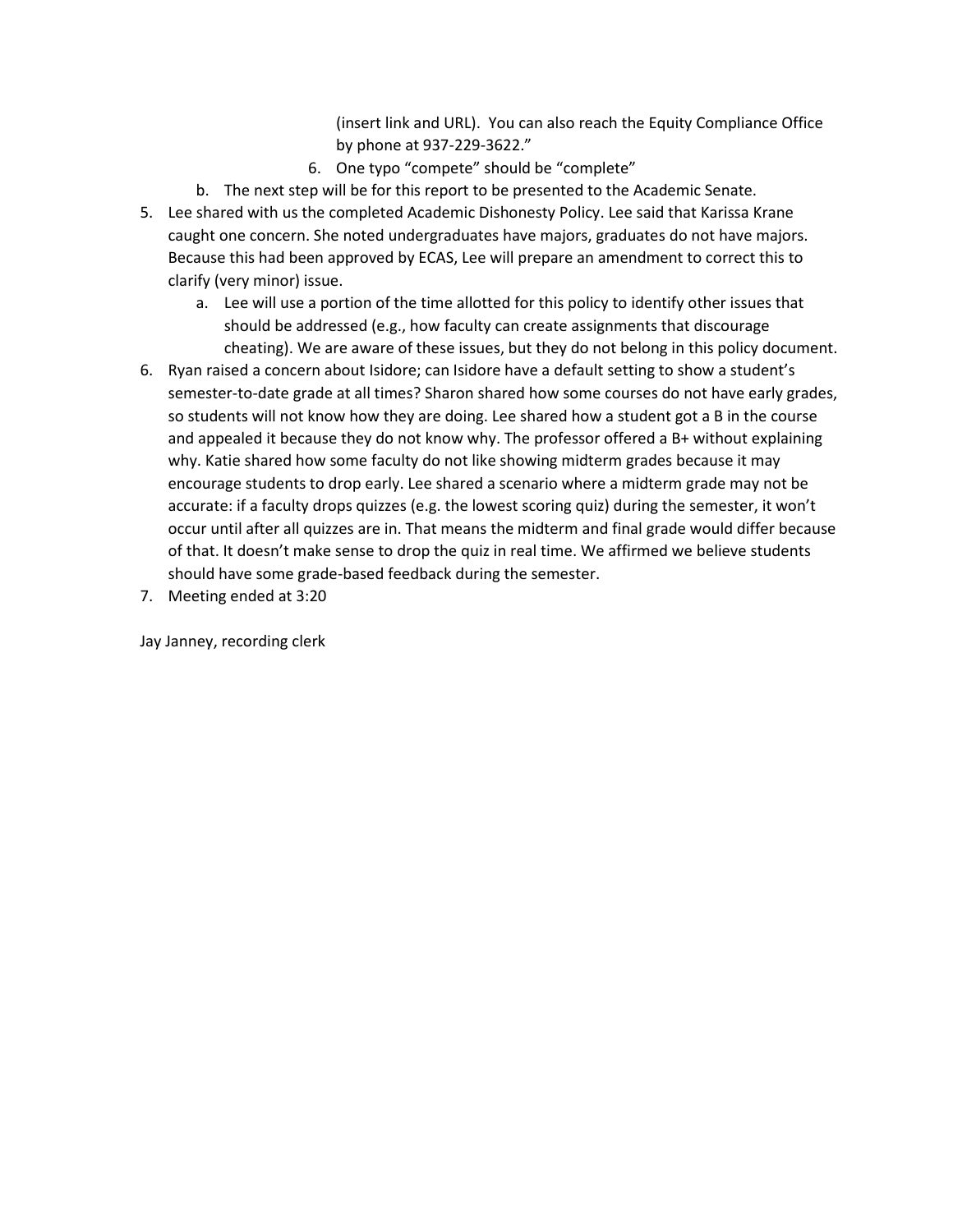(insert link and URL). You can also reach the Equity Compliance Office by phone at 937-229-3622."

6. One typo "compete" should be "complete"

b. The next step will be for this report to be presented to the Academic Senate.

5. Lee shared with us the completed Academic Dishonesty Policy. Lee said that Karissa Krane caught one concern. She noted undergraduates have majors, graduates do not have majors. Because this had been approved by ECAS, Lee will prepare an amendment to correct this to clarify (very minor) issue.
   a. Lee will use a portion of the time allotted for this policy to identify other issues that should be addressed (e.g., how faculty can create assignments that discourage cheating). We are aware of these issues, but they do not belong in this policy document.
6. Ryan raised a concern about Isidore; can Isidore have a default setting to show a student's semester-to-date grade at all times? Sharon shared how some courses do not have early grades, so students will not know how they are doing. Lee shared how a student got a B in the course and appealed it because they do not know why. The professor offered a B+ without explaining why. Katie shared how some faculty do not like showing midterm grades because it may encourage students to drop early. Lee shared a scenario where a midterm grade may not be accurate: if a faculty drops quizzes (e.g. the lowest scoring quiz) during the semester, it won't occur until after all quizzes are in. That means the midterm and final grade would differ because of that. It doesn't make sense to drop the quiz in real time. We affirmed we believe students should have some grade-based feedback during the semester.
7. Meeting ended at 3:20

Jay Janney, recording clerk